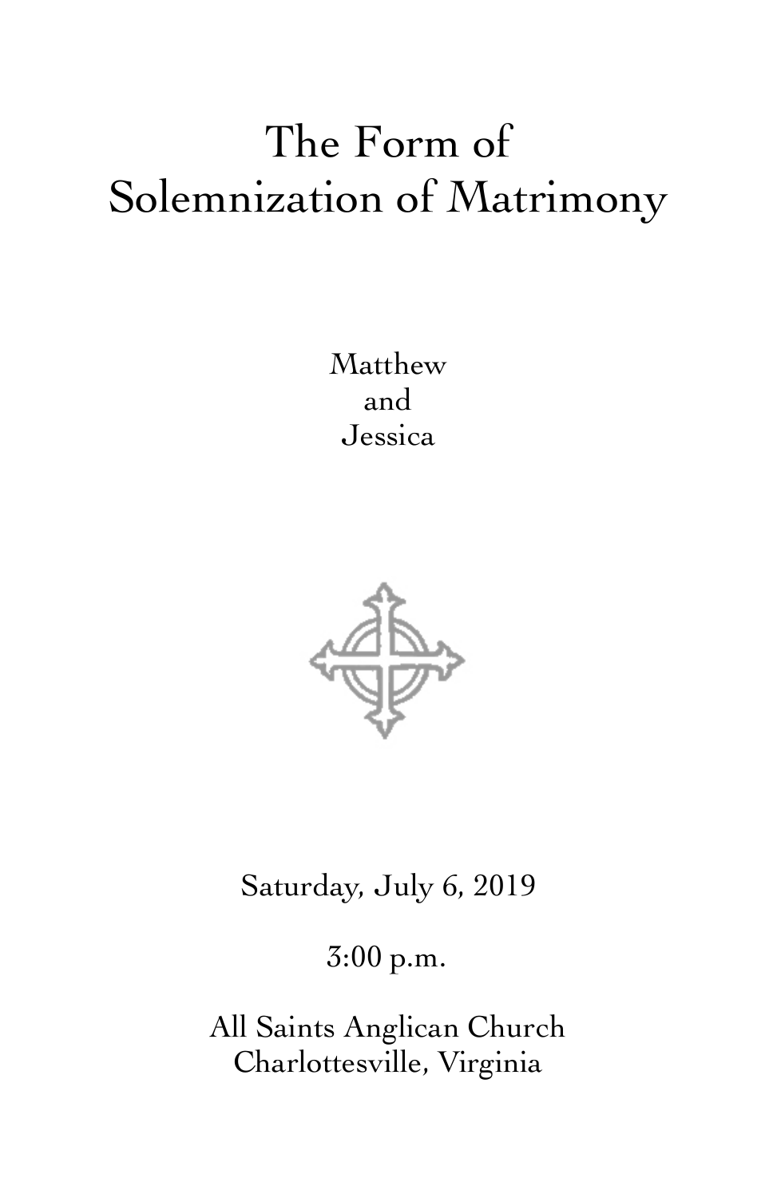# The Form of Solemnization of Matrimony

Matthew
and
Jessica

Saturday, July 6, 2019

3:00 p.m.

All Saints Anglican Church
Charlottesville, Virginia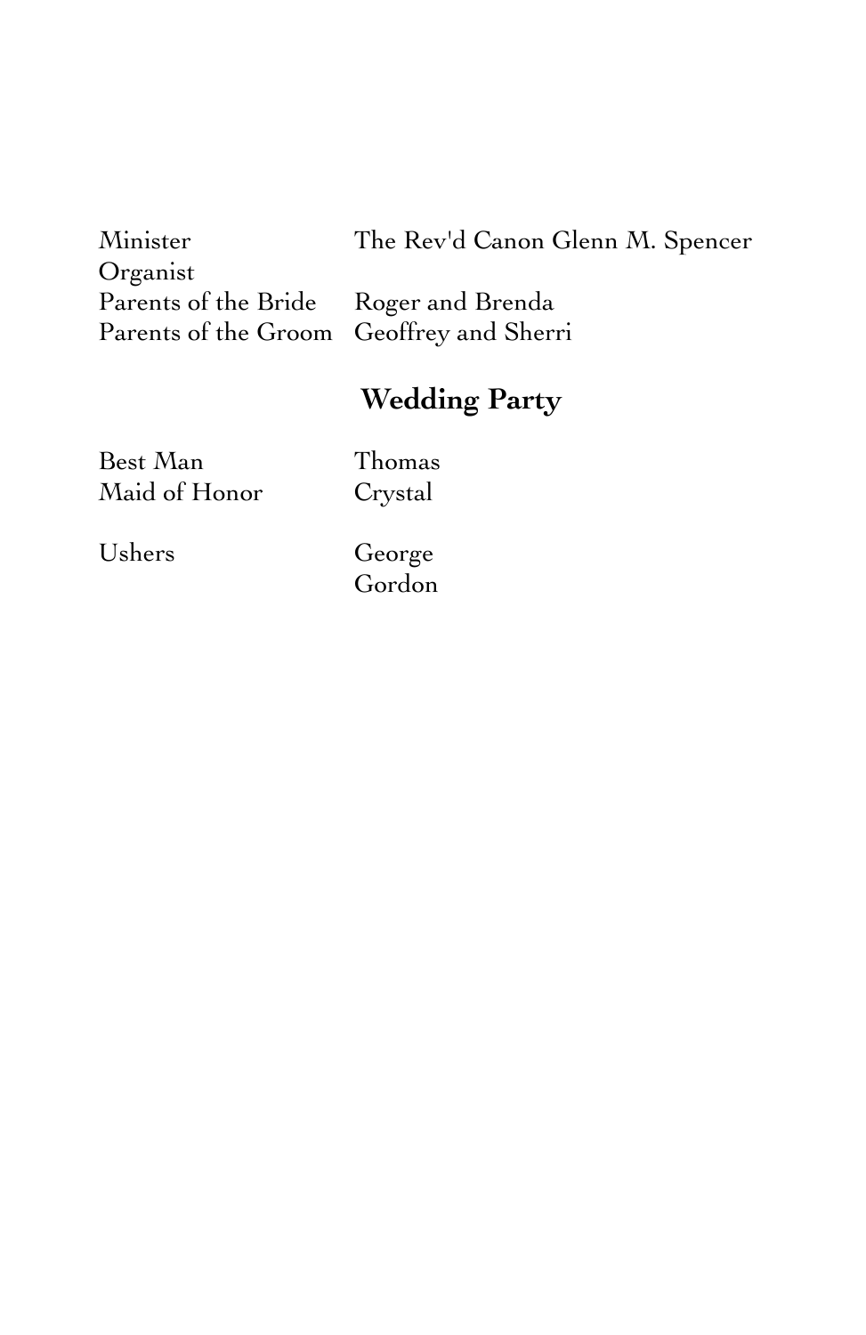| | |
|---|---|
| Minister | The Rev'd Canon Glenn M. Spencer |
| Organist | |
| Parents of the Bride | Roger and Brenda |
| Parents of the Groom | Geoffrey and Sherri |

## Wedding Party

| | |
|---|---|
| Best Man | Thomas |
| Maid of Honor | Crystal |
| | |
| Ushers | George |
| | Gordon |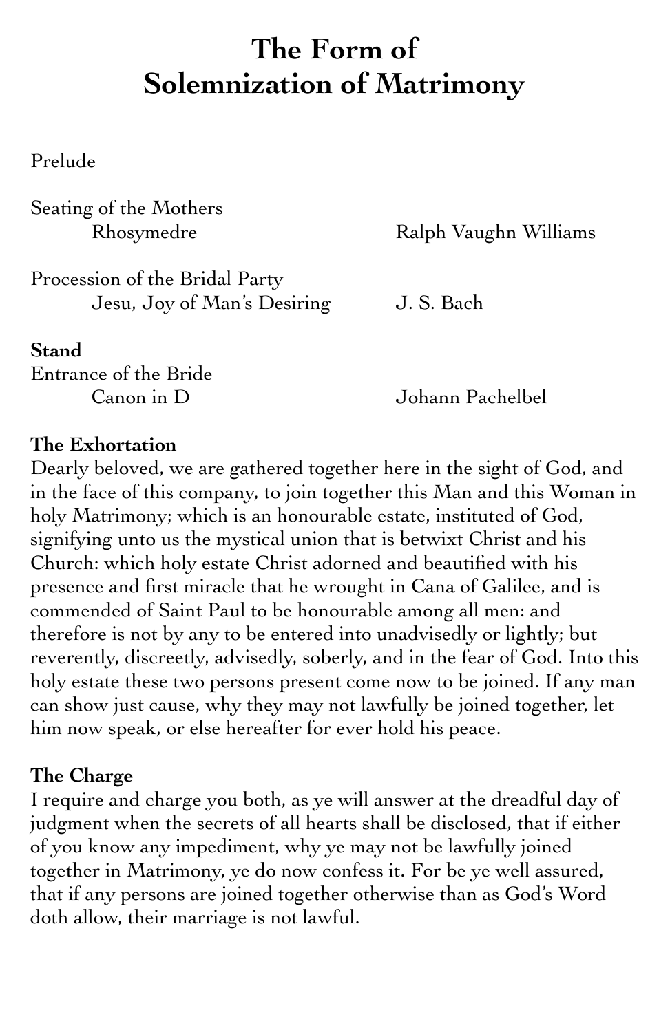# The Form of Solemnization of Matrimony

Prelude

Seating of the Mothers
Rhosymedre — Ralph Vaughn Williams

Procession of the Bridal Party
Jesu, Joy of Man's Desiring — J. S. Bach

**Stand**
Entrance of the Bride
Canon in D — Johann Pachelbel

**The Exhortation**
Dearly beloved, we are gathered together here in the sight of God, and in the face of this company, to join together this Man and this Woman in holy Matrimony; which is an honourable estate, instituted of God, signifying unto us the mystical union that is betwixt Christ and his Church: which holy estate Christ adorned and beautified with his presence and first miracle that he wrought in Cana of Galilee, and is commended of Saint Paul to be honourable among all men: and therefore is not by any to be entered into unadvisedly or lightly; but reverently, discreetly, advisedly, soberly, and in the fear of God. Into this holy estate these two persons present come now to be joined. If any man can show just cause, why they may not lawfully be joined together, let him now speak, or else hereafter for ever hold his peace.

**The Charge**
I require and charge you both, as ye will answer at the dreadful day of judgment when the secrets of all hearts shall be disclosed, that if either of you know any impediment, why ye may not be lawfully joined together in Matrimony, ye do now confess it. For be ye well assured, that if any persons are joined together otherwise than as God's Word doth allow, their marriage is not lawful.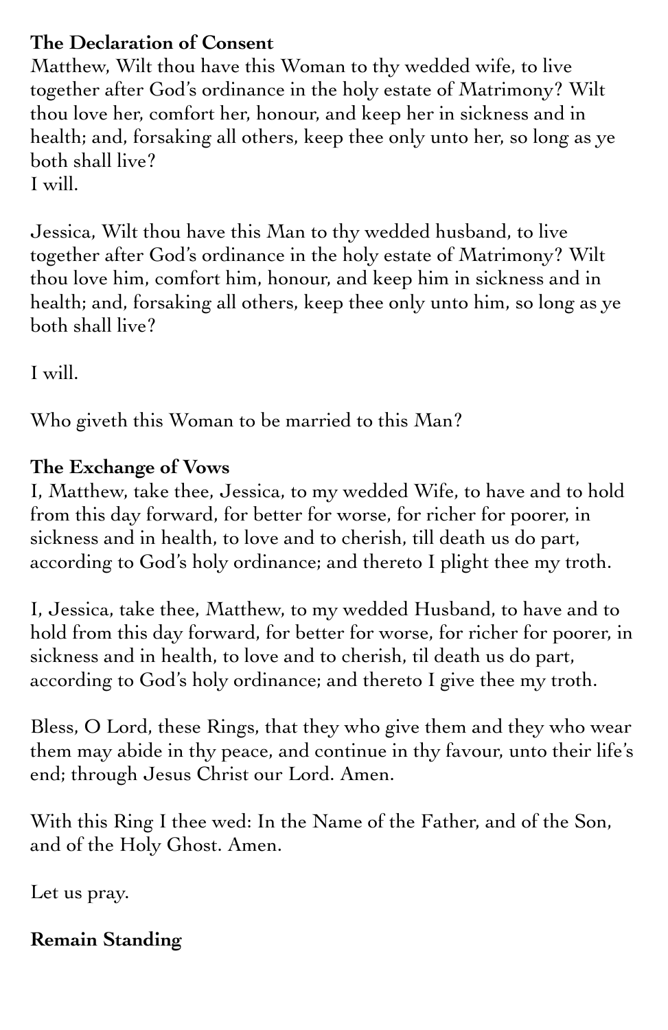**The Declaration of Consent**

Matthew, Wilt thou have this Woman to thy wedded wife, to live together after God's ordinance in the holy estate of Matrimony? Wilt thou love her, comfort her, honour, and keep her in sickness and in health; and, forsaking all others, keep thee only unto her, so long as ye both shall live?
I will.

Jessica, Wilt thou have this Man to thy wedded husband, to live together after God's ordinance in the holy estate of Matrimony? Wilt thou love him, comfort him, honour, and keep him in sickness and in health; and, forsaking all others, keep thee only unto him, so long as ye both shall live?

I will.

Who giveth this Woman to be married to this Man?

**The Exchange of Vows**

I, Matthew, take thee, Jessica, to my wedded Wife, to have and to hold from this day forward, for better for worse, for richer for poorer, in sickness and in health, to love and to cherish, till death us do part, according to God's holy ordinance; and thereto I plight thee my troth.

I, Jessica, take thee, Matthew, to my wedded Husband, to have and to hold from this day forward, for better for worse, for richer for poorer, in sickness and in health, to love and to cherish, til death us do part, according to God's holy ordinance; and thereto I give thee my troth.

Bless, O Lord, these Rings, that they who give them and they who wear them may abide in thy peace, and continue in thy favour, unto their life's end; through Jesus Christ our Lord. Amen.

With this Ring I thee wed: In the Name of the Father, and of the Son, and of the Holy Ghost. Amen.

Let us pray.

**Remain Standing**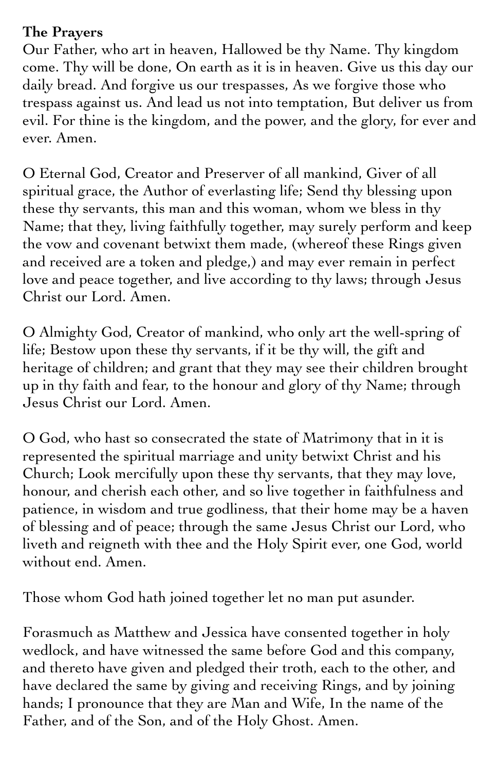**The Prayers**

Our Father, who art in heaven, Hallowed be thy Name. Thy kingdom come. Thy will be done, On earth as it is in heaven. Give us this day our daily bread. And forgive us our trespasses, As we forgive those who trespass against us. And lead us not into temptation, But deliver us from evil. For thine is the kingdom, and the power, and the glory, for ever and ever. Amen.

O Eternal God, Creator and Preserver of all mankind, Giver of all spiritual grace, the Author of everlasting life; Send thy blessing upon these thy servants, this man and this woman, whom we bless in thy Name; that they, living faithfully together, may surely perform and keep the vow and covenant betwixt them made, (whereof these Rings given and received are a token and pledge,) and may ever remain in perfect love and peace together, and live according to thy laws; through Jesus Christ our Lord. Amen.

O Almighty God, Creator of mankind, who only art the well-spring of life; Bestow upon these thy servants, if it be thy will, the gift and heritage of children; and grant that they may see their children brought up in thy faith and fear, to the honour and glory of thy Name; through Jesus Christ our Lord. Amen.

O God, who hast so consecrated the state of Matrimony that in it is represented the spiritual marriage and unity betwixt Christ and his Church; Look mercifully upon these thy servants, that they may love, honour, and cherish each other, and so live together in faithfulness and patience, in wisdom and true godliness, that their home may be a haven of blessing and of peace; through the same Jesus Christ our Lord, who liveth and reigneth with thee and the Holy Spirit ever, one God, world without end. Amen.

Those whom God hath joined together let no man put asunder.

Forasmuch as Matthew and Jessica have consented together in holy wedlock, and have witnessed the same before God and this company, and thereto have given and pledged their troth, each to the other, and have declared the same by giving and receiving Rings, and by joining hands; I pronounce that they are Man and Wife, In the name of the Father, and of the Son, and of the Holy Ghost. Amen.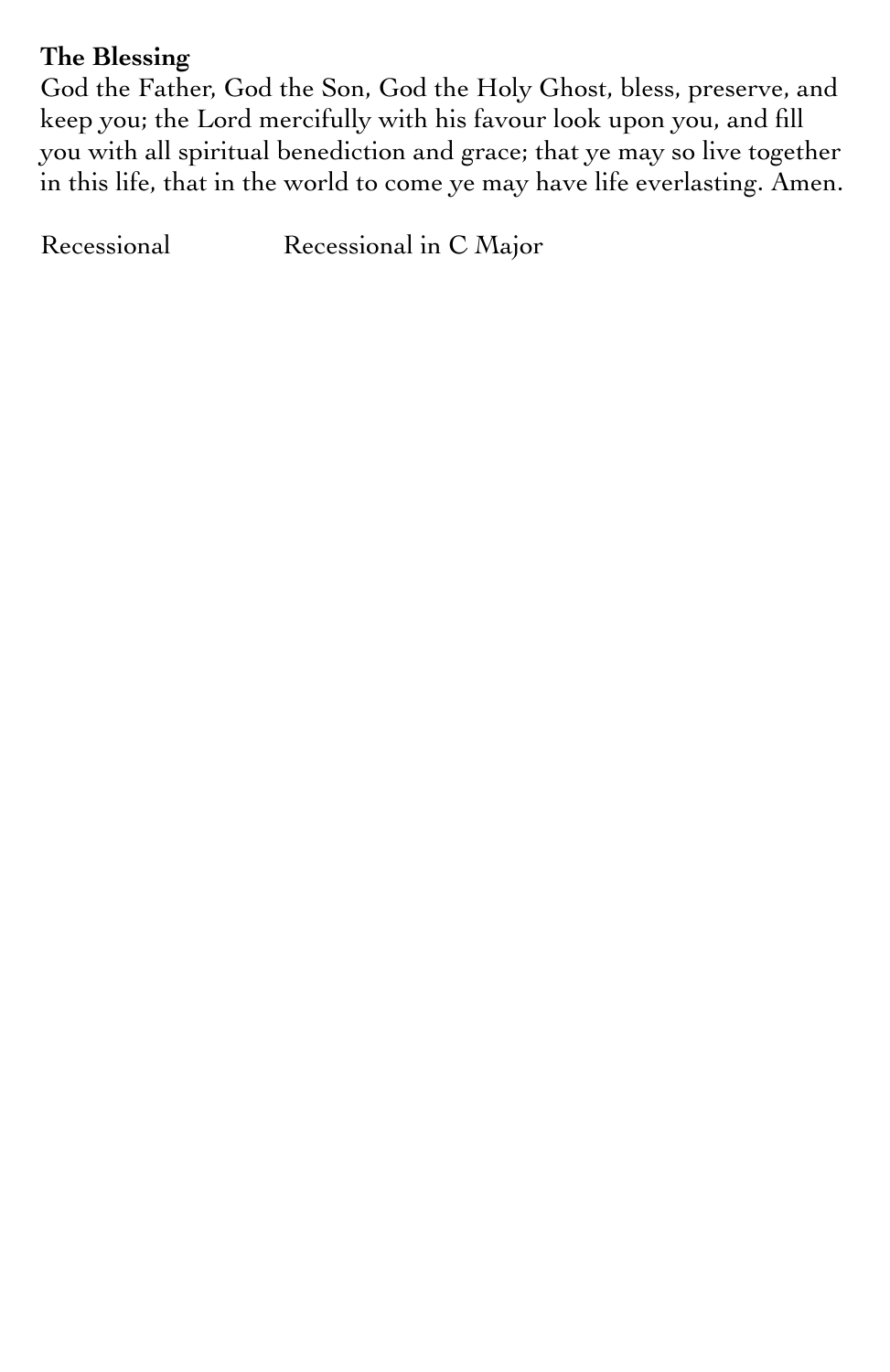**The Blessing**

God the Father, God the Son, God the Holy Ghost, bless, preserve, and keep you; the Lord mercifully with his favour look upon you, and fill you with all spiritual benediction and grace; that ye may so live together in this life, that in the world to come ye may have life everlasting. Amen.

Recessional        Recessional in C Major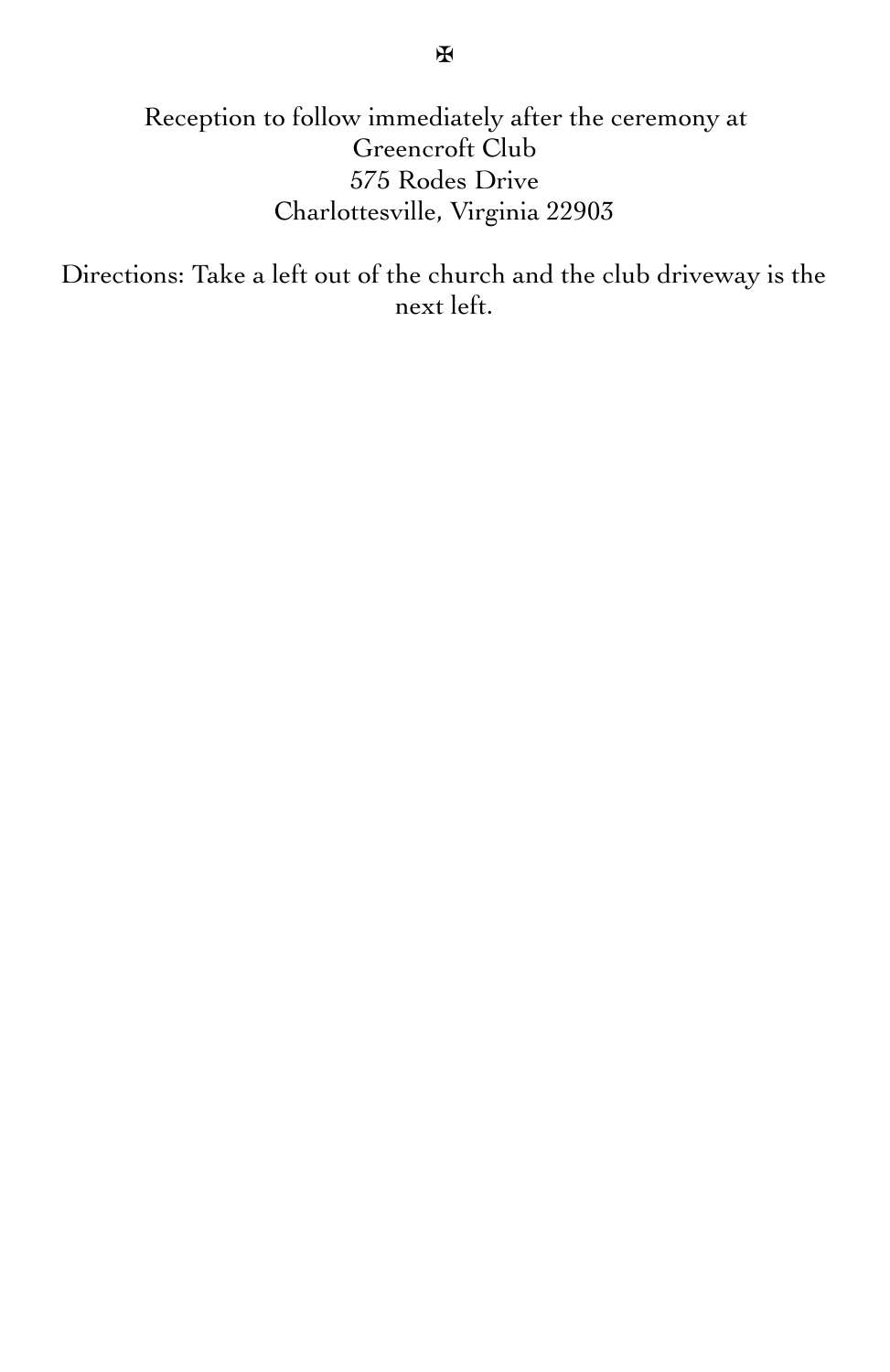✠

Reception to follow immediately after the ceremony at
Greencroft Club
575 Rodes Drive
Charlottesville, Virginia 22903

Directions: Take a left out of the church and the club driveway is the next left.